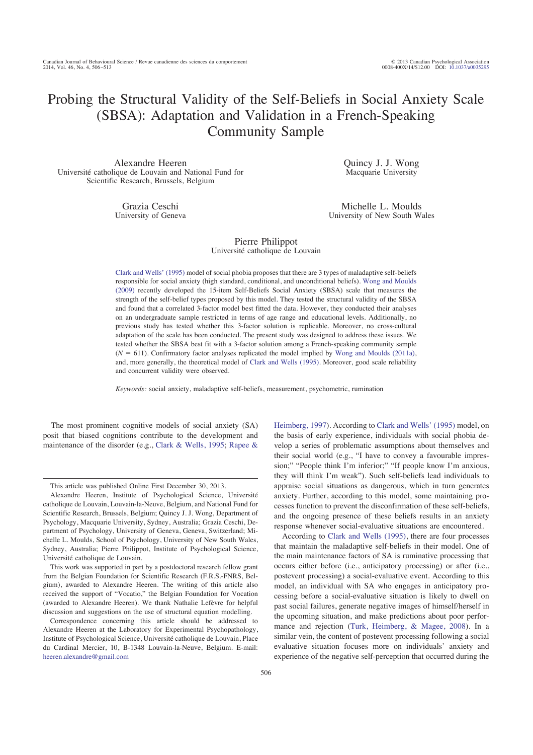# Probing the Structural Validity of the Self-Beliefs in Social Anxiety Scale (SBSA): Adaptation and Validation in a French-Speaking Community Sample

Alexandre Heeren
Université catholique de Louvain and National Fund for Scientific Research, Brussels, Belgium

Quincy J. J. Wong
Macquarie University

Grazia Ceschi
University of Geneva

Michelle L. Moulds
University of New South Wales

Pierre Philippot
Université catholique de Louvain

Clark and Wells' (1995) model of social phobia proposes that there are 3 types of maladaptive self-beliefs responsible for social anxiety (high standard, conditional, and unconditional beliefs). Wong and Moulds (2009) recently developed the 15-item Self-Beliefs Social Anxiety (SBSA) scale that measures the strength of the self-belief types proposed by this model. They tested the structural validity of the SBSA and found that a correlated 3-factor model best fitted the data. However, they conducted their analyses on an undergraduate sample restricted in terms of age range and educational levels. Additionally, no previous study has tested whether this 3-factor solution is replicable. Moreover, no cross-cultural adaptation of the scale has been conducted. The present study was designed to address these issues. We tested whether the SBSA best fit with a 3-factor solution among a French-speaking community sample ($N = 611$). Confirmatory factor analyses replicated the model implied by Wong and Moulds (2011a), and, more generally, the theoretical model of Clark and Wells (1995). Moreover, good scale reliability and concurrent validity were observed.

*Keywords:* social anxiety, maladaptive self-beliefs, measurement, psychometric, rumination

The most prominent cognitive models of social anxiety (SA) posit that biased cognitions contribute to the development and maintenance of the disorder (e.g., Clark & Wells, 1995; Rapee & Heimberg, 1997). According to Clark and Wells' (1995) model, on the basis of early experience, individuals with social phobia develop a series of problematic assumptions about themselves and their social world (e.g., "I have to convey a favourable impression;" "People think I'm inferior;" "If people know I'm anxious, they will think I'm weak"). Such self-beliefs lead individuals to appraise social situations as dangerous, which in turn generates anxiety. Further, according to this model, some maintaining processes function to prevent the disconfirmation of these self-beliefs, and the ongoing presence of these beliefs results in an anxiety response whenever social-evaluative situations are encountered.

According to Clark and Wells (1995), there are four processes that maintain the maladaptive self-beliefs in their model. One of the main maintenance factors of SA is ruminative processing that occurs either before (i.e., anticipatory processing) or after (i.e., postevent processing) a social-evaluative event. According to this model, an individual with SA who engages in anticipatory processing before a social-evaluative situation is likely to dwell on past social failures, generate negative images of himself/herself in the upcoming situation, and make predictions about poor performance and rejection (Turk, Heimberg, & Magee, 2008). In a similar vein, the content of postevent processing following a social evaluative situation focuses more on individuals' anxiety and experience of the negative self-perception that occurred during the

---

This article was published Online First December 30, 2013.

Alexandre Heeren, Institute of Psychological Science, Université catholique de Louvain, Louvain-la-Neuve, Belgium, and National Fund for Scientific Research, Brussels, Belgium; Quincy J. J. Wong, Department of Psychology, Macquarie University, Sydney, Australia; Grazia Ceschi, Department of Psychology, University of Geneva, Geneva, Switzerland; Michelle L. Moulds, School of Psychology, University of New South Wales, Sydney, Australia; Pierre Philippot, Institute of Psychological Science, Université catholique de Louvain.

This work was supported in part by a postdoctoral research fellow grant from the Belgian Foundation for Scientific Research (F.R.S.-FNRS, Belgium), awarded to Alexandre Heeren. The writing of this article also received the support of "Vocatio," the Belgian Foundation for Vocation (awarded to Alexandre Heeren). We thank Nathalie Lefèvre for helpful discussion and suggestions on the use of structural equation modelling.

Correspondence concerning this article should be addressed to Alexandre Heeren at the Laboratory for Experimental Psychopathology, Institute of Psychological Science, Université catholique de Louvain, Place du Cardinal Mercier, 10, B-1348 Louvain-la-Neuve, Belgium. E-mail: heeren.alexandre@gmail.com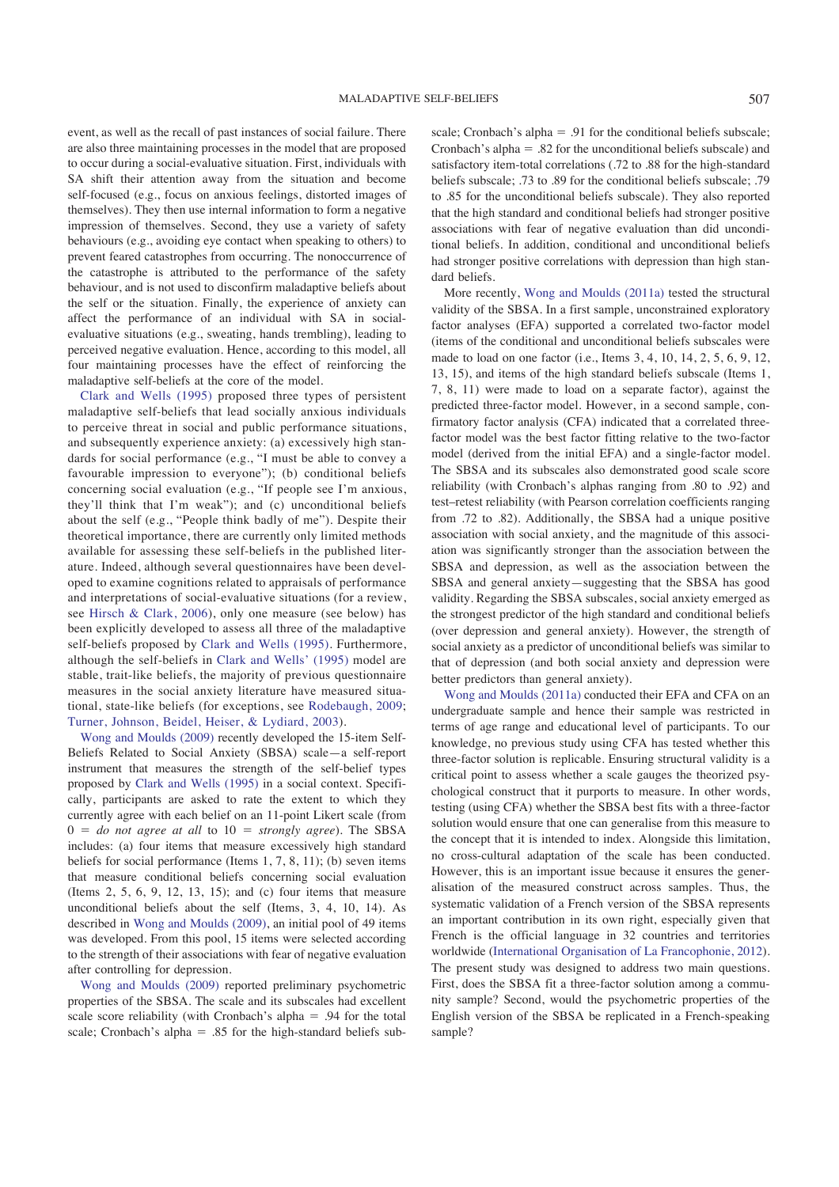event, as well as the recall of past instances of social failure. There are also three maintaining processes in the model that are proposed to occur during a social-evaluative situation. First, individuals with SA shift their attention away from the situation and become self-focused (e.g., focus on anxious feelings, distorted images of themselves). They then use internal information to form a negative impression of themselves. Second, they use a variety of safety behaviours (e.g., avoiding eye contact when speaking to others) to prevent feared catastrophes from occurring. The nonoccurrence of the catastrophe is attributed to the performance of the safety behaviour, and is not used to disconfirm maladaptive beliefs about the self or the situation. Finally, the experience of anxiety can affect the performance of an individual with SA in social-evaluative situations (e.g., sweating, hands trembling), leading to perceived negative evaluation. Hence, according to this model, all four maintaining processes have the effect of reinforcing the maladaptive self-beliefs at the core of the model.

Clark and Wells (1995) proposed three types of persistent maladaptive self-beliefs that lead socially anxious individuals to perceive threat in social and public performance situations, and subsequently experience anxiety: (a) excessively high standards for social performance (e.g., "I must be able to convey a favourable impression to everyone"); (b) conditional beliefs concerning social evaluation (e.g., "If people see I'm anxious, they'll think that I'm weak"); and (c) unconditional beliefs about the self (e.g., "People think badly of me"). Despite their theoretical importance, there are currently only limited methods available for assessing these self-beliefs in the published literature. Indeed, although several questionnaires have been developed to examine cognitions related to appraisals of performance and interpretations of social-evaluative situations (for a review, see Hirsch & Clark, 2006), only one measure (see below) has been explicitly developed to assess all three of the maladaptive self-beliefs proposed by Clark and Wells (1995). Furthermore, although the self-beliefs in Clark and Wells' (1995) model are stable, trait-like beliefs, the majority of previous questionnaire measures in the social anxiety literature have measured situational, state-like beliefs (for exceptions, see Rodebaugh, 2009; Turner, Johnson, Beidel, Heiser, & Lydiard, 2003).

Wong and Moulds (2009) recently developed the 15-item Self-Beliefs Related to Social Anxiety (SBSA) scale—a self-report instrument that measures the strength of the self-belief types proposed by Clark and Wells (1995) in a social context. Specifically, participants are asked to rate the extent to which they currently agree with each belief on an 11-point Likert scale (from 0 = *do not agree at all* to 10 = *strongly agree*). The SBSA includes: (a) four items that measure excessively high standard beliefs for social performance (Items 1, 7, 8, 11); (b) seven items that measure conditional beliefs concerning social evaluation (Items 2, 5, 6, 9, 12, 13, 15); and (c) four items that measure unconditional beliefs about the self (Items, 3, 4, 10, 14). As described in Wong and Moulds (2009), an initial pool of 49 items was developed. From this pool, 15 items were selected according to the strength of their associations with fear of negative evaluation after controlling for depression.

Wong and Moulds (2009) reported preliminary psychometric properties of the SBSA. The scale and its subscales had excellent scale score reliability (with Cronbach's alpha = .94 for the total scale; Cronbach's alpha = .85 for the high-standard beliefs subscale; Cronbach's alpha = .91 for the conditional beliefs subscale; Cronbach's alpha = .82 for the unconditional beliefs subscale) and satisfactory item-total correlations (.72 to .88 for the high-standard beliefs subscale; .73 to .89 for the conditional beliefs subscale; .79 to .85 for the unconditional beliefs subscale). They also reported that the high standard and conditional beliefs had stronger positive associations with fear of negative evaluation than did unconditional beliefs. In addition, conditional and unconditional beliefs had stronger positive correlations with depression than high standard beliefs.

More recently, Wong and Moulds (2011a) tested the structural validity of the SBSA. In a first sample, unconstrained exploratory factor analyses (EFA) supported a correlated two-factor model (items of the conditional and unconditional beliefs subscales were made to load on one factor (i.e., Items 3, 4, 10, 14, 2, 5, 6, 9, 12, 13, 15), and items of the high standard beliefs subscale (Items 1, 7, 8, 11) were made to load on a separate factor), against the predicted three-factor model. However, in a second sample, confirmatory factor analysis (CFA) indicated that a correlated three-factor model was the best factor fitting relative to the two-factor model (derived from the initial EFA) and a single-factor model. The SBSA and its subscales also demonstrated good scale score reliability (with Cronbach's alphas ranging from .80 to .92) and test–retest reliability (with Pearson correlation coefficients ranging from .72 to .82). Additionally, the SBSA had a unique positive association with social anxiety, and the magnitude of this association was significantly stronger than the association between the SBSA and depression, as well as the association between the SBSA and general anxiety—suggesting that the SBSA has good validity. Regarding the SBSA subscales, social anxiety emerged as the strongest predictor of the high standard and conditional beliefs (over depression and general anxiety). However, the strength of social anxiety as a predictor of unconditional beliefs was similar to that of depression (and both social anxiety and depression were better predictors than general anxiety).

Wong and Moulds (2011a) conducted their EFA and CFA on an undergraduate sample and hence their sample was restricted in terms of age range and educational level of participants. To our knowledge, no previous study using CFA has tested whether this three-factor solution is replicable. Ensuring structural validity is a critical point to assess whether a scale gauges the theorized psychological construct that it purports to measure. In other words, testing (using CFA) whether the SBSA best fits with a three-factor solution would ensure that one can generalise from this measure to the concept that it is intended to index. Alongside this limitation, no cross-cultural adaptation of the scale has been conducted. However, this is an important issue because it ensures the generalisation of the measured construct across samples. Thus, the systematic validation of a French version of the SBSA represents an important contribution in its own right, especially given that French is the official language in 32 countries and territories worldwide (International Organisation of La Francophonie, 2012). The present study was designed to address two main questions. First, does the SBSA fit a three-factor solution among a community sample? Second, would the psychometric properties of the English version of the SBSA be replicated in a French-speaking sample?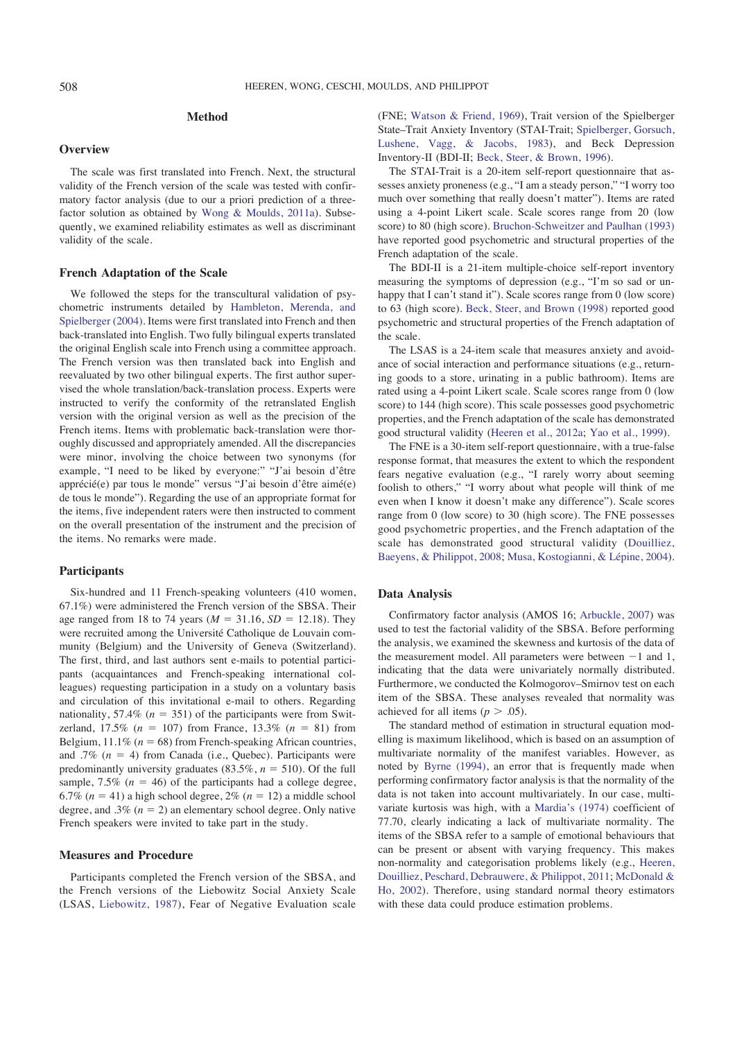## Method

### Overview

The scale was first translated into French. Next, the structural validity of the French version of the scale was tested with confirmatory factor analysis (due to our a priori prediction of a three-factor solution as obtained by Wong & Moulds, 2011a). Subsequently, we examined reliability estimates as well as discriminant validity of the scale.

### French Adaptation of the Scale

We followed the steps for the transcultural validation of psychometric instruments detailed by Hambleton, Merenda, and Spielberger (2004). Items were first translated into French and then back-translated into English. Two fully bilingual experts translated the original English scale into French using a committee approach. The French version was then translated back into English and reevaluated by two other bilingual experts. The first author supervised the whole translation/back-translation process. Experts were instructed to verify the conformity of the retranslated English version with the original version as well as the precision of the French items. Items with problematic back-translation were thoroughly discussed and appropriately amended. All the discrepancies were minor, involving the choice between two synonyms (for example, "I need to be liked by everyone:" "J'ai besoin d'être apprécié(e) par tous le monde" versus "J'ai besoin d'être aimé(e) de tous le monde"). Regarding the use of an appropriate format for the items, five independent raters were then instructed to comment on the overall presentation of the instrument and the precision of the items. No remarks were made.

### Participants

Six-hundred and 11 French-speaking volunteers (410 women, 67.1%) were administered the French version of the SBSA. Their age ranged from 18 to 74 years ($M = 31.16$, $SD = 12.18$). They were recruited among the Université Catholique de Louvain community (Belgium) and the University of Geneva (Switzerland). The first, third, and last authors sent e-mails to potential participants (acquaintances and French-speaking international colleagues) requesting participation in a study on a voluntary basis and circulation of this invitational e-mail to others. Regarding nationality, 57.4% ($n = 351$) of the participants were from Switzerland, 17.5% ($n = 107$) from France, 13.3% ($n = 81$) from Belgium, 11.1% ($n = 68$) from French-speaking African countries, and .7% ($n = 4$) from Canada (i.e., Quebec). Participants were predominantly university graduates (83.5%, $n = 510$). Of the full sample, 7.5% ($n = 46$) of the participants had a college degree, 6.7% ($n = 41$) a high school degree, 2% ($n = 12$) a middle school degree, and .3% ($n = 2$) an elementary school degree. Only native French speakers were invited to take part in the study.

### Measures and Procedure

Participants completed the French version of the SBSA, and the French versions of the Liebowitz Social Anxiety Scale (LSAS, Liebowitz, 1987), Fear of Negative Evaluation scale (FNE; Watson & Friend, 1969), Trait version of the Spielberger State–Trait Anxiety Inventory (STAI-Trait; Spielberger, Gorsuch, Lushene, Vagg, & Jacobs, 1983), and Beck Depression Inventory-II (BDI-II; Beck, Steer, & Brown, 1996).

The STAI-Trait is a 20-item self-report questionnaire that assesses anxiety proneness (e.g., "I am a steady person," "I worry too much over something that really doesn't matter"). Items are rated using a 4-point Likert scale. Scale scores range from 20 (low score) to 80 (high score). Bruchon-Schweitzer and Paulhan (1993) have reported good psychometric and structural properties of the French adaptation of the scale.

The BDI-II is a 21-item multiple-choice self-report inventory measuring the symptoms of depression (e.g., "I'm so sad or unhappy that I can't stand it"). Scale scores range from 0 (low score) to 63 (high score). Beck, Steer, and Brown (1998) reported good psychometric and structural properties of the French adaptation of the scale.

The LSAS is a 24-item scale that measures anxiety and avoidance of social interaction and performance situations (e.g., returning goods to a store, urinating in a public bathroom). Items are rated using a 4-point Likert scale. Scale scores range from 0 (low score) to 144 (high score). This scale possesses good psychometric properties, and the French adaptation of the scale has demonstrated good structural validity (Heeren et al., 2012a; Yao et al., 1999).

The FNE is a 30-item self-report questionnaire, with a true-false response format, that measures the extent to which the respondent fears negative evaluation (e.g., "I rarely worry about seeming foolish to others," "I worry about what people will think of me even when I know it doesn't make any difference"). Scale scores range from 0 (low score) to 30 (high score). The FNE possesses good psychometric properties, and the French adaptation of the scale has demonstrated good structural validity (Douilliez, Baeyens, & Philippot, 2008; Musa, Kostogianni, & Lépine, 2004).

### Data Analysis

Confirmatory factor analysis (AMOS 16; Arbuckle, 2007) was used to test the factorial validity of the SBSA. Before performing the analysis, we examined the skewness and kurtosis of the data of the measurement model. All parameters were between −1 and 1, indicating that the data were univariately normally distributed. Furthermore, we conducted the Kolmogorov–Smirnov test on each item of the SBSA. These analyses revealed that normality was achieved for all items ($p > .05$).

The standard method of estimation in structural equation modelling is maximum likelihood, which is based on an assumption of multivariate normality of the manifest variables. However, as noted by Byrne (1994), an error that is frequently made when performing confirmatory factor analysis is that the normality of the data is not taken into account multivariately. In our case, multivariate kurtosis was high, with a Mardia's (1974) coefficient of 77.70, clearly indicating a lack of multivariate normality. The items of the SBSA refer to a sample of emotional behaviours that can be present or absent with varying frequency. This makes non-normality and categorisation problems likely (e.g., Heeren, Douilliez, Peschard, Debrauwere, & Philippot, 2011; McDonald & Ho, 2002). Therefore, using standard normal theory estimators with these data could produce estimation problems.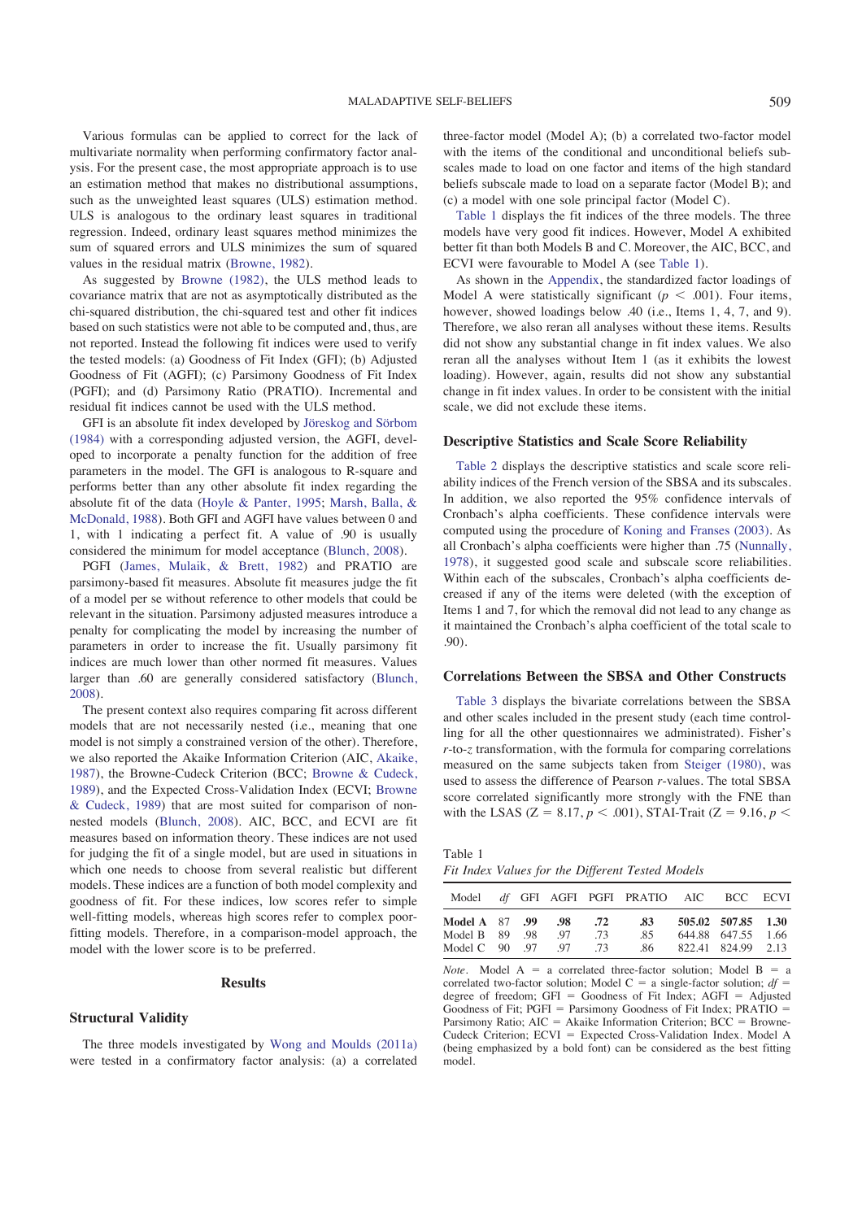Various formulas can be applied to correct for the lack of multivariate normality when performing confirmatory factor analysis. For the present case, the most appropriate approach is to use an estimation method that makes no distributional assumptions, such as the unweighted least squares (ULS) estimation method. ULS is analogous to the ordinary least squares in traditional regression. Indeed, ordinary least squares method minimizes the sum of squared errors and ULS minimizes the sum of squared values in the residual matrix (Browne, 1982).

As suggested by Browne (1982), the ULS method leads to covariance matrix that are not as asymptotically distributed as the chi-squared distribution, the chi-squared test and other fit indices based on such statistics were not able to be computed and, thus, are not reported. Instead the following fit indices were used to verify the tested models: (a) Goodness of Fit Index (GFI); (b) Adjusted Goodness of Fit (AGFI); (c) Parsimony Goodness of Fit Index (PGFI); and (d) Parsimony Ratio (PRATIO). Incremental and residual fit indices cannot be used with the ULS method.

GFI is an absolute fit index developed by Jöreskog and Sörbom (1984) with a corresponding adjusted version, the AGFI, developed to incorporate a penalty function for the addition of free parameters in the model. The GFI is analogous to R-square and performs better than any other absolute fit index regarding the absolute fit of the data (Hoyle & Panter, 1995; Marsh, Balla, & McDonald, 1988). Both GFI and AGFI have values between 0 and 1, with 1 indicating a perfect fit. A value of .90 is usually considered the minimum for model acceptance (Blunch, 2008).

PGFI (James, Mulaik, & Brett, 1982) and PRATIO are parsimony-based fit measures. Absolute fit measures judge the fit of a model per se without reference to other models that could be relevant in the situation. Parsimony adjusted measures introduce a penalty for complicating the model by increasing the number of parameters in order to increase the fit. Usually parsimony fit indices are much lower than other normed fit measures. Values larger than .60 are generally considered satisfactory (Blunch, 2008).

The present context also requires comparing fit across different models that are not necessarily nested (i.e., meaning that one model is not simply a constrained version of the other). Therefore, we also reported the Akaike Information Criterion (AIC, Akaike, 1987), the Browne-Cudeck Criterion (BCC; Browne & Cudeck, 1989), and the Expected Cross-Validation Index (ECVI; Browne & Cudeck, 1989) that are most suited for comparison of non-nested models (Blunch, 2008). AIC, BCC, and ECVI are fit measures based on information theory. These indices are not used for judging the fit of a single model, but are used in situations in which one needs to choose from several realistic but different models. These indices are a function of both model complexity and goodness of fit. For these indices, low scores refer to simple well-fitting models, whereas high scores refer to complex poor-fitting models. Therefore, in a comparison-model approach, the model with the lower score is to be preferred.

## Results

### Structural Validity

The three models investigated by Wong and Moulds (2011a) were tested in a confirmatory factor analysis: (a) a correlated three-factor model (Model A); (b) a correlated two-factor model with the items of the conditional and unconditional beliefs subscales made to load on one factor and items of the high standard beliefs subscale made to load on a separate factor (Model B); and (c) a model with one sole principal factor (Model C).

Table 1 displays the fit indices of the three models. The three models have very good fit indices. However, Model A exhibited better fit than both Models B and C. Moreover, the AIC, BCC, and ECVI were favourable to Model A (see Table 1).

As shown in the Appendix, the standardized factor loadings of Model A were statistically significant ($p < .001$). Four items, however, showed loadings below .40 (i.e., Items 1, 4, 7, and 9). Therefore, we also reran all analyses without these items. Results did not show any substantial change in fit index values. We also reran all the analyses without Item 1 (as it exhibits the lowest loading). However, again, results did not show any substantial change in fit index values. In order to be consistent with the initial scale, we did not exclude these items.

### Descriptive Statistics and Scale Score Reliability

Table 2 displays the descriptive statistics and scale score reliability indices of the French version of the SBSA and its subscales. In addition, we also reported the 95% confidence intervals of Cronbach's alpha coefficients. These confidence intervals were computed using the procedure of Koning and Franses (2003). As all Cronbach's alpha coefficients were higher than .75 (Nunnally, 1978), it suggested good scale and subscale score reliabilities. Within each of the subscales, Cronbach's alpha coefficients decreased if any of the items were deleted (with the exception of Items 1 and 7, for which the removal did not lead to any change as it maintained the Cronbach's alpha coefficient of the total scale to .90).

### Correlations Between the SBSA and Other Constructs

Table 3 displays the bivariate correlations between the SBSA and other scales included in the present study (each time controlling for all the other questionnaires we administrated). Fisher's $r$-to-$z$ transformation, with the formula for comparing correlations measured on the same subjects taken from Steiger (1980), was used to assess the difference of Pearson $r$-values. The total SBSA score correlated significantly more strongly with the FNE than with the LSAS ($Z = 8.17$, $p < .001$), STAI-Trait ($Z = 9.16$, $p <$

Table 1
*Fit Index Values for the Different Tested Models*

| Model | *df* | GFI | AGFI | PGFI | PRATIO | AIC | BCC | ECVI |
|---|---|---|---|---|---|---|---|---|
| **Model A** | **87** | **.99** | **.98** | **.72** | **.83** | **505.02** | **507.85** | **1.30** |
| Model B | 89 | .98 | .97 | .73 | .85 | 644.88 | 647.55 | 1.66 |
| Model C | 90 | .97 | .97 | .73 | .86 | 822.41 | 824.99 | 2.13 |

*Note*. Model A = a correlated three-factor solution; Model B = a correlated two-factor solution; Model C = a single-factor solution; *df* = degree of freedom; GFI = Goodness of Fit Index; AGFI = Adjusted Goodness of Fit; PGFI = Parsimony Goodness of Fit Index; PRATIO = Parsimony Ratio; AIC = Akaike Information Criterion; BCC = Browne-Cudeck Criterion; ECVI = Expected Cross-Validation Index. Model A (being emphasized by a bold font) can be considered as the best fitting model.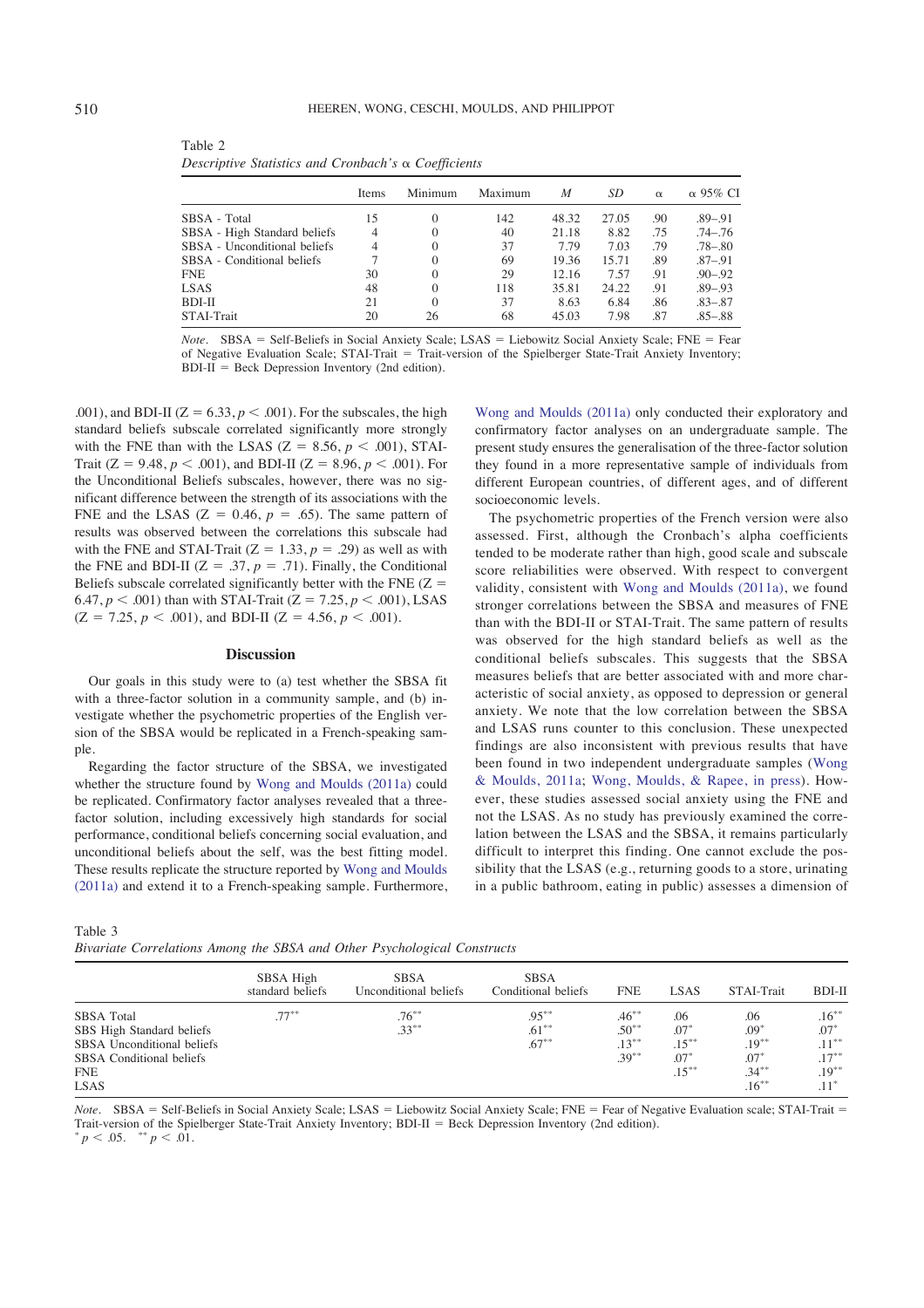Table 2
*Descriptive Statistics and Cronbach's α Coefficients*

| | Items | Minimum | Maximum | *M* | *SD* | α | α 95% CI |
|---|---|---|---|---|---|---|---|
| SBSA - Total | 15 | 0 | 142 | 48.32 | 27.05 | .90 | .89–.91 |
| SBSA - High Standard beliefs | 4 | 0 | 40 | 21.18 | 8.82 | .75 | .74–.76 |
| SBSA - Unconditional beliefs | 4 | 0 | 37 | 7.79 | 7.03 | .79 | .78–.80 |
| SBSA - Conditional beliefs | 7 | 0 | 69 | 19.36 | 15.71 | .89 | .87–.91 |
| FNE | 30 | 0 | 29 | 12.16 | 7.57 | .91 | .90–.92 |
| LSAS | 48 | 0 | 118 | 35.81 | 24.22 | .91 | .89–.93 |
| BDI-II | 21 | 0 | 37 | 8.63 | 6.84 | .86 | .83–.87 |
| STAI-Trait | 20 | 26 | 68 | 45.03 | 7.98 | .87 | .85–.88 |

*Note*. SBSA = Self-Beliefs in Social Anxiety Scale; LSAS = Liebowitz Social Anxiety Scale; FNE = Fear of Negative Evaluation Scale; STAI-Trait = Trait-version of the Spielberger State-Trait Anxiety Inventory; BDI-II = Beck Depression Inventory (2nd edition).

.001), and BDI-II ($Z = 6.33, p < .001$). For the subscales, the high standard beliefs subscale correlated significantly more strongly with the FNE than with the LSAS ($Z = 8.56, p < .001$), STAI-Trait ($Z = 9.48, p < .001$), and BDI-II ($Z = 8.96, p < .001$). For the Unconditional Beliefs subscales, however, there was no significant difference between the strength of its associations with the FNE and the LSAS ($Z = 0.46, p = .65$). The same pattern of results was observed between the correlations this subscale had with the FNE and STAI-Trait ($Z = 1.33, p = .29$) as well as with the FNE and BDI-II ($Z = .37, p = .71$). Finally, the Conditional Beliefs subscale correlated significantly better with the FNE ($Z = 6.47, p < .001$) than with STAI-Trait ($Z = 7.25, p < .001$), LSAS ($Z = 7.25, p < .001$), and BDI-II ($Z = 4.56, p < .001$).

## Discussion

Our goals in this study were to (a) test whether the SBSA fit with a three-factor solution in a community sample, and (b) investigate whether the psychometric properties of the English version of the SBSA would be replicated in a French-speaking sample.

Regarding the factor structure of the SBSA, we investigated whether the structure found by Wong and Moulds (2011a) could be replicated. Confirmatory factor analyses revealed that a three-factor solution, including excessively high standards for social performance, conditional beliefs concerning social evaluation, and unconditional beliefs about the self, was the best fitting model. These results replicate the structure reported by Wong and Moulds (2011a) and extend it to a French-speaking sample. Furthermore, Wong and Moulds (2011a) only conducted their exploratory and confirmatory factor analyses on an undergraduate sample. The present study ensures the generalisation of the three-factor solution they found in a more representative sample of individuals from different European countries, of different ages, and of different socioeconomic levels.

The psychometric properties of the French version were also assessed. First, although the Cronbach's alpha coefficients tended to be moderate rather than high, good scale and subscale score reliabilities were observed. With respect to convergent validity, consistent with Wong and Moulds (2011a), we found stronger correlations between the SBSA and measures of FNE than with the BDI-II or STAI-Trait. The same pattern of results was observed for the high standard beliefs as well as the conditional beliefs subscales. This suggests that the SBSA measures beliefs that are better associated with and more characteristic of social anxiety, as opposed to depression or general anxiety. We note that the low correlation between the SBSA and LSAS runs counter to this conclusion. These unexpected findings are also inconsistent with previous results that have been found in two independent undergraduate samples (Wong & Moulds, 2011a; Wong, Moulds, & Rapee, in press). However, these studies assessed social anxiety using the FNE and not the LSAS. As no study has previously examined the correlation between the LSAS and the SBSA, it remains particularly difficult to interpret this finding. One cannot exclude the possibility that the LSAS (e.g., returning goods to a store, urinating in a public bathroom, eating in public) assesses a dimension of

Table 3
*Bivariate Correlations Among the SBSA and Other Psychological Constructs*

| | SBSA High standard beliefs | SBSA Unconditional beliefs | SBSA Conditional beliefs | FNE | LSAS | STAI-Trait | BDI-II |
|---|---|---|---|---|---|---|---|
| SBSA Total | .77** | .76** | .95** | .46** | .06 | .06 | .16** |
| SBS High Standard beliefs | | .33** | .61** | .50** | .07* | .09* | .07* |
| SBSA Unconditional beliefs | | | .67** | .13** | .15** | .19** | .11** |
| SBSA Conditional beliefs | | | | .39** | .07* | .07* | .17** |
| FNE | | | | | .15** | .34** | .19** |
| LSAS | | | | | | .16** | .11* |

*Note*. SBSA = Self-Beliefs in Social Anxiety Scale; LSAS = Liebowitz Social Anxiety Scale; FNE = Fear of Negative Evaluation scale; STAI-Trait = Trait-version of the Spielberger State-Trait Anxiety Inventory; BDI-II = Beck Depression Inventory (2nd edition).
\* $p < .05$. \*\* $p < .01$.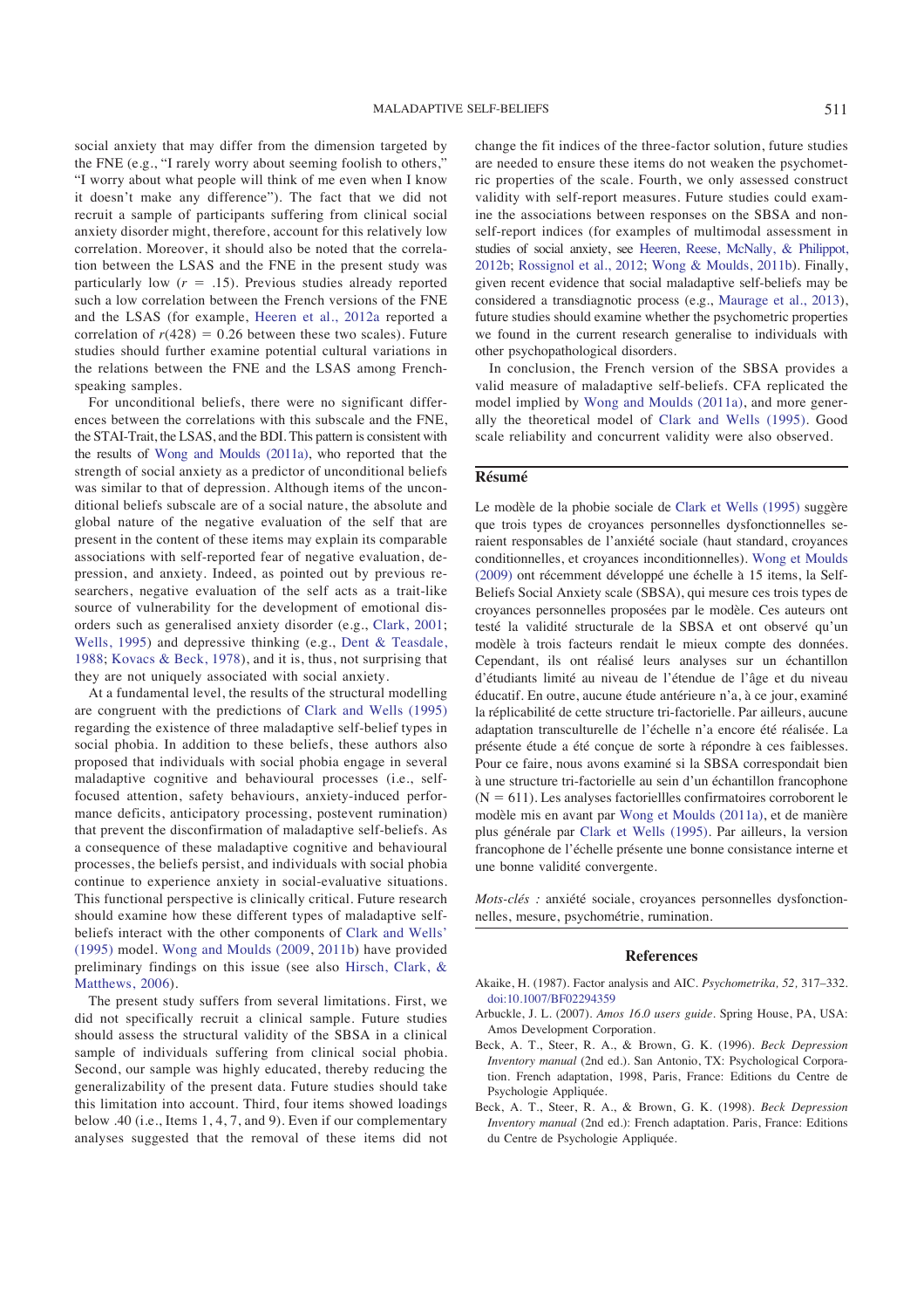social anxiety that may differ from the dimension targeted by the FNE (e.g., "I rarely worry about seeming foolish to others," "I worry about what people will think of me even when I know it doesn't make any difference"). The fact that we did not recruit a sample of participants suffering from clinical social anxiety disorder might, therefore, account for this relatively low correlation. Moreover, it should also be noted that the correlation between the LSAS and the FNE in the present study was particularly low ($r = .15$). Previous studies already reported such a low correlation between the French versions of the FNE and the LSAS (for example, Heeren et al., 2012a reported a correlation of $r(428) = 0.26$ between these two scales). Future studies should further examine potential cultural variations in the relations between the FNE and the LSAS among French-speaking samples.

For unconditional beliefs, there were no significant differences between the correlations with this subscale and the FNE, the STAI-Trait, the LSAS, and the BDI. This pattern is consistent with the results of Wong and Moulds (2011a), who reported that the strength of social anxiety as a predictor of unconditional beliefs was similar to that of depression. Although items of the unconditional beliefs subscale are of a social nature, the absolute and global nature of the negative evaluation of the self that are present in the content of these items may explain its comparable associations with self-reported fear of negative evaluation, depression, and anxiety. Indeed, as pointed out by previous researchers, negative evaluation of the self acts as a trait-like source of vulnerability for the development of emotional disorders such as generalised anxiety disorder (e.g., Clark, 2001; Wells, 1995) and depressive thinking (e.g., Dent & Teasdale, 1988; Kovacs & Beck, 1978), and it is, thus, not surprising that they are not uniquely associated with social anxiety.

At a fundamental level, the results of the structural modelling are congruent with the predictions of Clark and Wells (1995) regarding the existence of three maladaptive self-belief types in social phobia. In addition to these beliefs, these authors also proposed that individuals with social phobia engage in several maladaptive cognitive and behavioural processes (i.e., self-focused attention, safety behaviours, anxiety-induced performance deficits, anticipatory processing, postevent rumination) that prevent the disconfirmation of maladaptive self-beliefs. As a consequence of these maladaptive cognitive and behavioural processes, the beliefs persist, and individuals with social phobia continue to experience anxiety in social-evaluative situations. This functional perspective is clinically critical. Future research should examine how these different types of maladaptive self-beliefs interact with the other components of Clark and Wells' (1995) model. Wong and Moulds (2009, 2011b) have provided preliminary findings on this issue (see also Hirsch, Clark, & Matthews, 2006).

The present study suffers from several limitations. First, we did not specifically recruit a clinical sample. Future studies should assess the structural validity of the SBSA in a clinical sample of individuals suffering from clinical social phobia. Second, our sample was highly educated, thereby reducing the generalizability of the present data. Future studies should take this limitation into account. Third, four items showed loadings below .40 (i.e., Items 1, 4, 7, and 9). Even if our complementary analyses suggested that the removal of these items did not change the fit indices of the three-factor solution, future studies are needed to ensure these items do not weaken the psychometric properties of the scale. Fourth, we only assessed construct validity with self-report measures. Future studies could examine the associations between responses on the SBSA and non-self-report indices (for examples of multimodal assessment in studies of social anxiety, see Heeren, Reese, McNally, & Philippot, 2012b; Rossignol et al., 2012; Wong & Moulds, 2011b). Finally, given recent evidence that social maladaptive self-beliefs may be considered a transdiagnotic process (e.g., Maurage et al., 2013), future studies should examine whether the psychometric properties we found in the current research generalise to individuals with other psychopathological disorders.

In conclusion, the French version of the SBSA provides a valid measure of maladaptive self-beliefs. CFA replicated the model implied by Wong and Moulds (2011a), and more generally the theoretical model of Clark and Wells (1995). Good scale reliability and concurrent validity were also observed.

## Résumé

Le modèle de la phobie sociale de Clark et Wells (1995) suggère que trois types de croyances personnelles dysfonctionnelles seraient responsables de l'anxiété sociale (haut standard, croyances conditionnelles, et croyances inconditionnelles). Wong et Moulds (2009) ont récemment développé une échelle à 15 items, la Self-Beliefs Social Anxiety scale (SBSA), qui mesure ces trois types de croyances personnelles proposées par le modèle. Ces auteurs ont testé la validité structurale de la SBSA et ont observé qu'un modèle à trois facteurs rendait le mieux compte des données. Cependant, ils ont réalisé leurs analyses sur un échantillon d'étudiants limité au niveau de l'étendue de l'âge et du niveau éducatif. En outre, aucune étude antérieure n'a, à ce jour, examiné la réplicabilité de cette structure tri-factorielle. Par ailleurs, aucune adaptation transculturelle de l'échelle n'a encore été réalisée. La présente étude a été conçue de sorte à répondre à ces faiblesses. Pour ce faire, nous avons examiné si la SBSA correspondait bien à une structure tri-factorielle au sein d'un échantillon francophone (N = 611). Les analyses factoriellles confirmatoires corroborent le modèle mis en avant par Wong et Moulds (2011a), et de manière plus générale par Clark et Wells (1995). Par ailleurs, la version francophone de l'échelle présente une bonne consistance interne et une bonne validité convergente.

*Mots-clés :* anxiété sociale, croyances personnelles dysfonctionnelles, mesure, psychométrie, rumination.

## References

Akaike, H. (1987). Factor analysis and AIC. *Psychometrika, 52,* 317–332. doi:10.1007/BF02294359

Arbuckle, J. L. (2007). *Amos 16.0 users guide*. Spring House, PA, USA: Amos Development Corporation.

Beck, A. T., Steer, R. A., & Brown, G. K. (1996). *Beck Depression Inventory manual* (2nd ed.). San Antonio, TX: Psychological Corporation. French adaptation, 1998, Paris, France: Editions du Centre de Psychologie Appliquée.

Beck, A. T., Steer, R. A., & Brown, G. K. (1998). *Beck Depression Inventory manual* (2nd ed.): French adaptation. Paris, France: Editions du Centre de Psychologie Appliquée.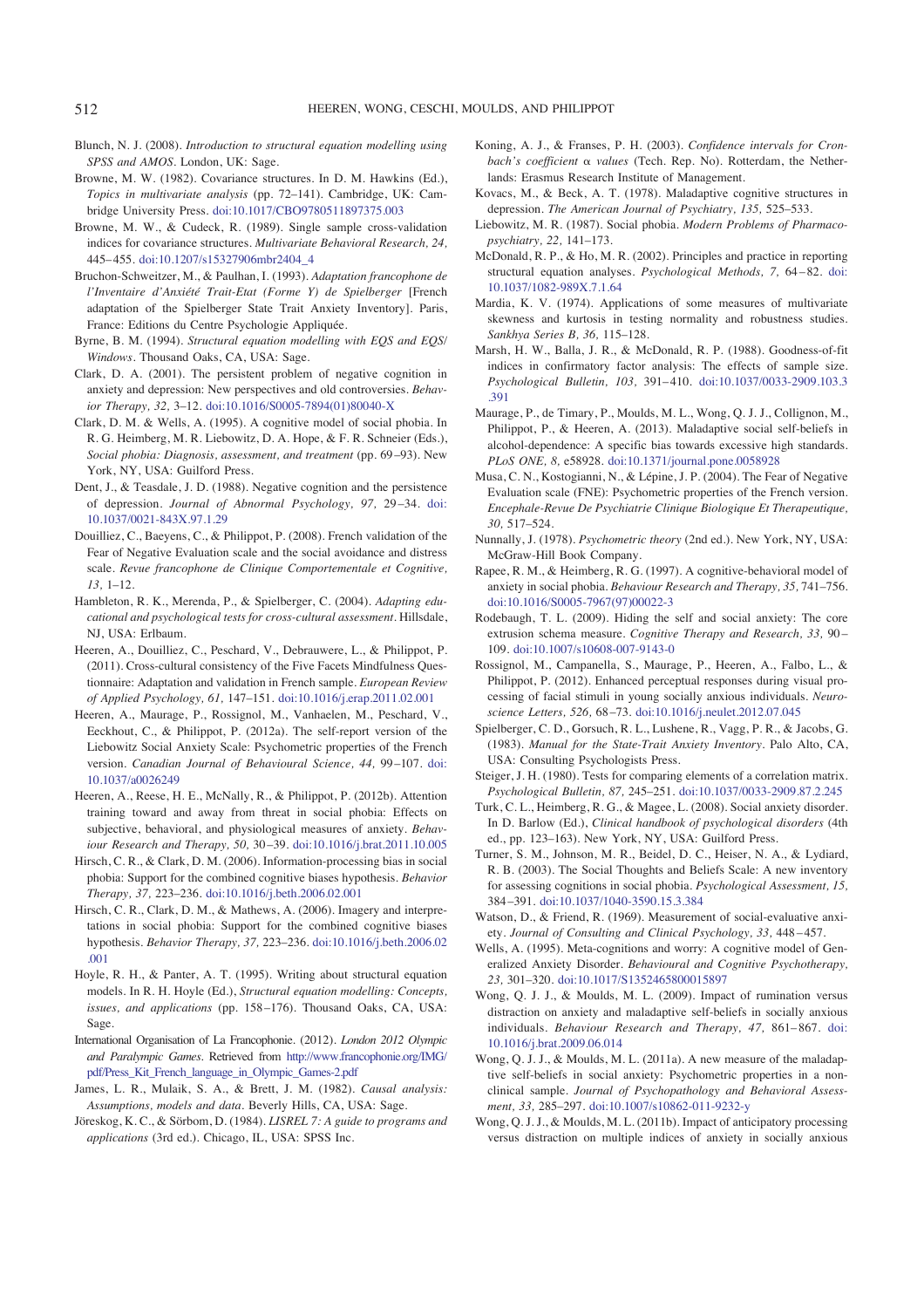Blunch, N. J. (2008). *Introduction to structural equation modelling using SPSS and AMOS*. London, UK: Sage.

Browne, M. W. (1982). Covariance structures. In D. M. Hawkins (Ed.), *Topics in multivariate analysis* (pp. 72–141). Cambridge, UK: Cambridge University Press. doi:10.1017/CBO9780511897375.003

Browne, M. W., & Cudeck, R. (1989). Single sample cross-validation indices for covariance structures. *Multivariate Behavioral Research, 24,* 445–455. doi:10.1207/s15327906mbr2404_4

Bruchon-Schweitzer, M., & Paulhan, I. (1993). *Adaptation francophone de l'Inventaire d'Anxiété Trait-Etat (Forme Y) de Spielberger* [French adaptation of the Spielberger State Trait Anxiety Inventory]. Paris, France: Editions du Centre Psychologie Appliquée.

Byrne, B. M. (1994). *Structural equation modelling with EQS and EQS/Windows*. Thousand Oaks, CA, USA: Sage.

Clark, D. A. (2001). The persistent problem of negative cognition in anxiety and depression: New perspectives and old controversies. *Behavior Therapy, 32,* 3–12. doi:10.1016/S0005-7894(01)80040-X

Clark, D. M. & Wells, A. (1995). A cognitive model of social phobia. In R. G. Heimberg, M. R. Liebowitz, D. A. Hope, & F. R. Schneier (Eds.), *Social phobia: Diagnosis, assessment, and treatment* (pp. 69–93). New York, NY, USA: Guilford Press.

Dent, J., & Teasdale, J. D. (1988). Negative cognition and the persistence of depression. *Journal of Abnormal Psychology, 97,* 29–34. doi:10.1037/0021-843X.97.1.29

Douilliez, C., Baeyens, C., & Philippot, P. (2008). French validation of the Fear of Negative Evaluation scale and the social avoidance and distress scale. *Revue francophone de Clinique Comportementale et Cognitive, 13,* 1–12.

Hambleton, R. K., Merenda, P., & Spielberger, C. (2004). *Adapting educational and psychological tests for cross-cultural assessment*. Hillsdale, NJ, USA: Erlbaum.

Heeren, A., Douilliez, C., Peschard, V., Debrauwere, L., & Philippot, P. (2011). Cross-cultural consistency of the Five Facets Mindfulness Questionnaire: Adaptation and validation in French sample. *European Review of Applied Psychology, 61,* 147–151. doi:10.1016/j.erap.2011.02.001

Heeren, A., Maurage, P., Rossignol, M., Vanhaelen, M., Peschard, V., Eeckhout, C., & Philippot, P. (2012a). The self-report version of the Liebowitz Social Anxiety Scale: Psychometric properties of the French version. *Canadian Journal of Behavioural Science, 44,* 99–107. doi:10.1037/a0026249

Heeren, A., Reese, H. E., McNally, R., & Philippot, P. (2012b). Attention training toward and away from threat in social phobia: Effects on subjective, behavioral, and physiological measures of anxiety. *Behaviour Research and Therapy, 50,* 30–39. doi:10.1016/j.brat.2011.10.005

Hirsch, C. R., & Clark, D. M. (2006). Information-processing bias in social phobia: Support for the combined cognitive biases hypothesis. *Behavior Therapy, 37,* 223–236. doi:10.1016/j.beth.2006.02.001

Hirsch, C. R., Clark, D. M., & Mathews, A. (2006). Imagery and interpretations in social phobia: Support for the combined cognitive biases hypothesis. *Behavior Therapy, 37,* 223–236. doi:10.1016/j.beth.2006.02.001

Hoyle, R. H., & Panter, A. T. (1995). Writing about structural equation models. In R. H. Hoyle (Ed.), *Structural equation modelling: Concepts, issues, and applications* (pp. 158–176). Thousand Oaks, CA, USA: Sage.

International Organisation of La Francophonie. (2012). *London 2012 Olympic and Paralympic Games*. Retrieved from http://www.francophonie.org/IMG/pdf/Press_Kit_French_language_in_Olympic_Games-2.pdf

James, L. R., Mulaik, S. A., & Brett, J. M. (1982). *Causal analysis: Assumptions, models and data*. Beverly Hills, CA, USA: Sage.

Jöreskog, K. C., & Sörbom, D. (1984). *LISREL 7: A guide to programs and applications* (3rd ed.). Chicago, IL, USA: SPSS Inc.

Koning, A. J., & Franses, P. H. (2003). *Confidence intervals for Cronbach's coefficient α values* (Tech. Rep. No). Rotterdam, the Netherlands: Erasmus Research Institute of Management.

Kovacs, M., & Beck, A. T. (1978). Maladaptive cognitive structures in depression. *The American Journal of Psychiatry, 135,* 525–533.

Liebowitz, M. R. (1987). Social phobia. *Modern Problems of Pharmacopsychiatry, 22,* 141–173.

McDonald, R. P., & Ho, M. R. (2002). Principles and practice in reporting structural equation analyses. *Psychological Methods, 7,* 64–82. doi:10.1037/1082-989X.7.1.64

Mardia, K. V. (1974). Applications of some measures of multivariate skewness and kurtosis in testing normality and robustness studies. *Sankhya Series B, 36,* 115–128.

Marsh, H. W., Balla, J. R., & McDonald, R. P. (1988). Goodness-of-fit indices in confirmatory factor analysis: The effects of sample size. *Psychological Bulletin, 103,* 391–410. doi:10.1037/0033-2909.103.3.391

Maurage, P., de Timary, P., Moulds, M. L., Wong, Q. J. J., Collignon, M., Philippot, P., & Heeren, A. (2013). Maladaptive social self-beliefs in alcohol-dependence: A specific bias towards excessive high standards. *PLoS ONE, 8,* e58928. doi:10.1371/journal.pone.0058928

Musa, C. N., Kostogianni, N., & Lépine, J. P. (2004). The Fear of Negative Evaluation scale (FNE): Psychometric properties of the French version. *Encephale-Revue De Psychiatrie Clinique Biologique Et Therapeutique, 30,* 517–524.

Nunnally, J. (1978). *Psychometric theory* (2nd ed.). New York, NY, USA: McGraw-Hill Book Company.

Rapee, R. M., & Heimberg, R. G. (1997). A cognitive-behavioral model of anxiety in social phobia. *Behaviour Research and Therapy, 35,* 741–756. doi:10.1016/S0005-7967(97)00022-3

Rodebaugh, T. L. (2009). Hiding the self and social anxiety: The core extrusion schema measure. *Cognitive Therapy and Research, 33,* 90–109. doi:10.1007/s10608-007-9143-0

Rossignol, M., Campanella, S., Maurage, P., Heeren, A., Falbo, L., & Philippot, P. (2012). Enhanced perceptual responses during visual processing of facial stimuli in young socially anxious individuals. *Neuroscience Letters, 526,* 68–73. doi:10.1016/j.neulet.2012.07.045

Spielberger, C. D., Gorsuch, R. L., Lushene, R., Vagg, P. R., & Jacobs, G. (1983). *Manual for the State-Trait Anxiety Inventory*. Palo Alto, CA, USA: Consulting Psychologists Press.

Steiger, J. H. (1980). Tests for comparing elements of a correlation matrix. *Psychological Bulletin, 87,* 245–251. doi:10.1037/0033-2909.87.2.245

Turk, C. L., Heimberg, R. G., & Magee, L. (2008). Social anxiety disorder. In D. Barlow (Ed.), *Clinical handbook of psychological disorders* (4th ed., pp. 123–163). New York, NY, USA: Guilford Press.

Turner, S. M., Johnson, M. R., Beidel, D. C., Heiser, N. A., & Lydiard, R. B. (2003). The Social Thoughts and Beliefs Scale: A new inventory for assessing cognitions in social phobia. *Psychological Assessment, 15,* 384–391. doi:10.1037/1040-3590.15.3.384

Watson, D., & Friend, R. (1969). Measurement of social-evaluative anxiety. *Journal of Consulting and Clinical Psychology, 33,* 448–457.

Wells, A. (1995). Meta-cognitions and worry: A cognitive model of Generalized Anxiety Disorder. *Behavioural and Cognitive Psychotherapy, 23,* 301–320. doi:10.1017/S1352465800015897

Wong, Q. J. J., & Moulds, M. L. (2009). Impact of rumination versus distraction on anxiety and maladaptive self-beliefs in socially anxious individuals. *Behaviour Research and Therapy, 47,* 861–867. doi:10.1016/j.brat.2009.06.014

Wong, Q. J. J., & Moulds, M. L. (2011a). A new measure of the maladaptive self-beliefs in social anxiety: Psychometric properties in a nonclinical sample. *Journal of Psychopathology and Behavioral Assessment, 33,* 285–297. doi:10.1007/s10862-011-9232-y

Wong, Q. J. J., & Moulds, M. L. (2011b). Impact of anticipatory processing versus distraction on multiple indices of anxiety in socially anxious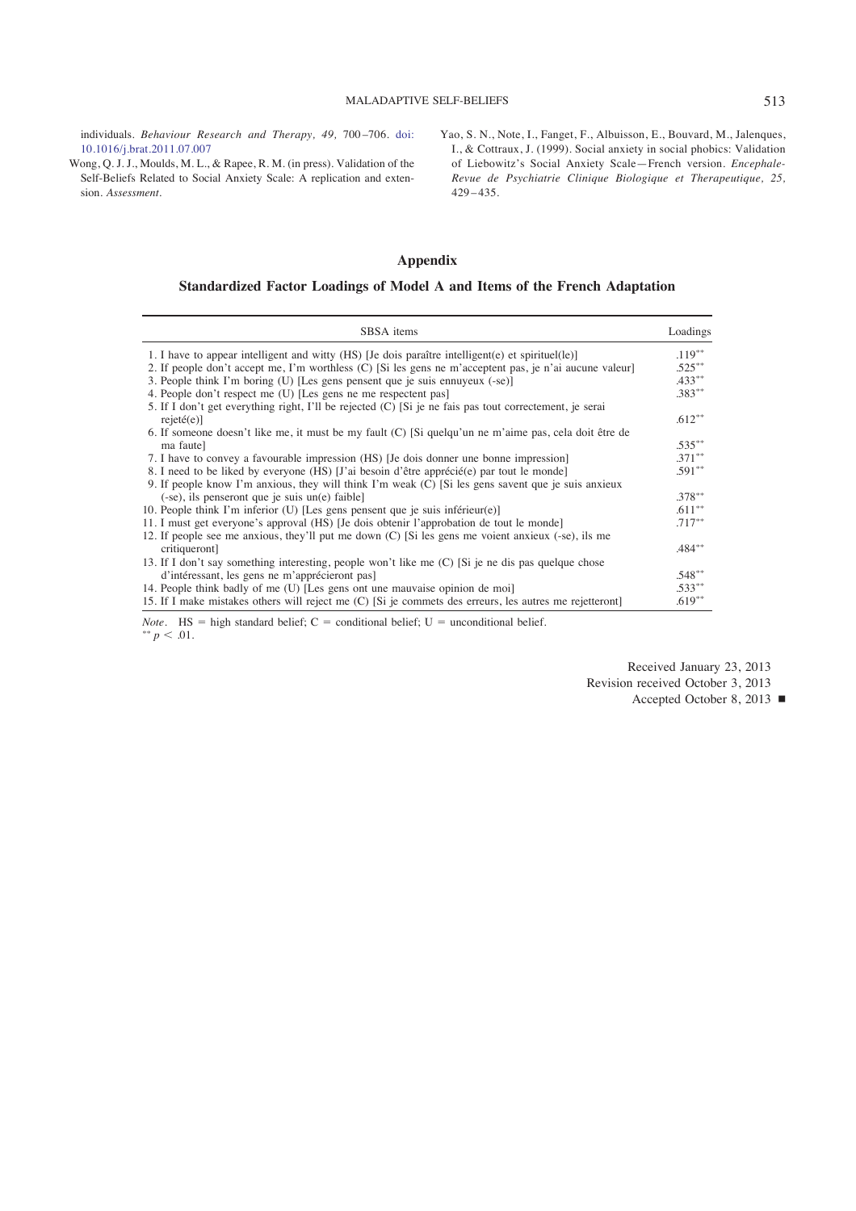individuals. *Behaviour Research and Therapy, 49,* 700–706. doi: 10.1016/j.brat.2011.07.007

Wong, Q. J. J., Moulds, M. L., & Rapee, R. M. (in press). Validation of the Self-Beliefs Related to Social Anxiety Scale: A replication and extension. *Assessment.*

Yao, S. N., Note, I., Fanget, F., Albuisson, E., Bouvard, M., Jalenques, I., & Cottraux, J. (1999). Social anxiety in social phobics: Validation of Liebowitz's Social Anxiety Scale—French version. *Encephale-Revue de Psychiatrie Clinique Biologique et Therapeutique, 25,* 429–435.

## Appendix

### Standardized Factor Loadings of Model A and Items of the French Adaptation

| SBSA items | Loadings |
|---|---|
| 1. I have to appear intelligent and witty (HS) [Je dois paraître intelligent(e) et spirituel(le)] | .119** |
| 2. If people don't accept me, I'm worthless (C) [Si les gens ne m'acceptent pas, je n'ai aucune valeur] | .525** |
| 3. People think I'm boring (U) [Les gens pensent que je suis ennuyeux (-se)] | .433** |
| 4. People don't respect me (U) [Les gens ne me respectent pas] | .383** |
| 5. If I don't get everything right, I'll be rejected (C) [Si je ne fais pas tout correctement, je serai rejeté(e)] | .612** |
| 6. If someone doesn't like me, it must be my fault (C) [Si quelqu'un ne m'aime pas, cela doit être de ma faute] | .535** |
| 7. I have to convey a favourable impression (HS) [Je dois donner une bonne impression] | .371** |
| 8. I need to be liked by everyone (HS) [J'ai besoin d'être apprécié(e) par tout le monde] | .591** |
| 9. If people know I'm anxious, they will think I'm weak (C) [Si les gens savent que je suis anxieux (-se), ils penseront que je suis un(e) faible] | .378** |
| 10. People think I'm inferior (U) [Les gens pensent que je suis inférieur(e)] | .611** |
| 11. I must get everyone's approval (HS) [Je dois obtenir l'approbation de tout le monde] | .717** |
| 12. If people see me anxious, they'll put me down (C) [Si les gens me voient anxieux (-se), ils me critiqueront] | .484** |
| 13. If I don't say something interesting, people won't like me (C) [Si je ne dis pas quelque chose d'intéressant, les gens ne m'apprécieront pas] | .548** |
| 14. People think badly of me (U) [Les gens ont une mauvaise opinion de moi] | .533** |
| 15. If I make mistakes others will reject me (C) [Si je commets des erreurs, les autres me rejetteront] | .619** |

*Note.* HS = high standard belief; C = conditional belief; U = unconditional belief.
** $p < .01$.

Received January 23, 2013
Revision received October 3, 2013
Accepted October 8, 2013 ■